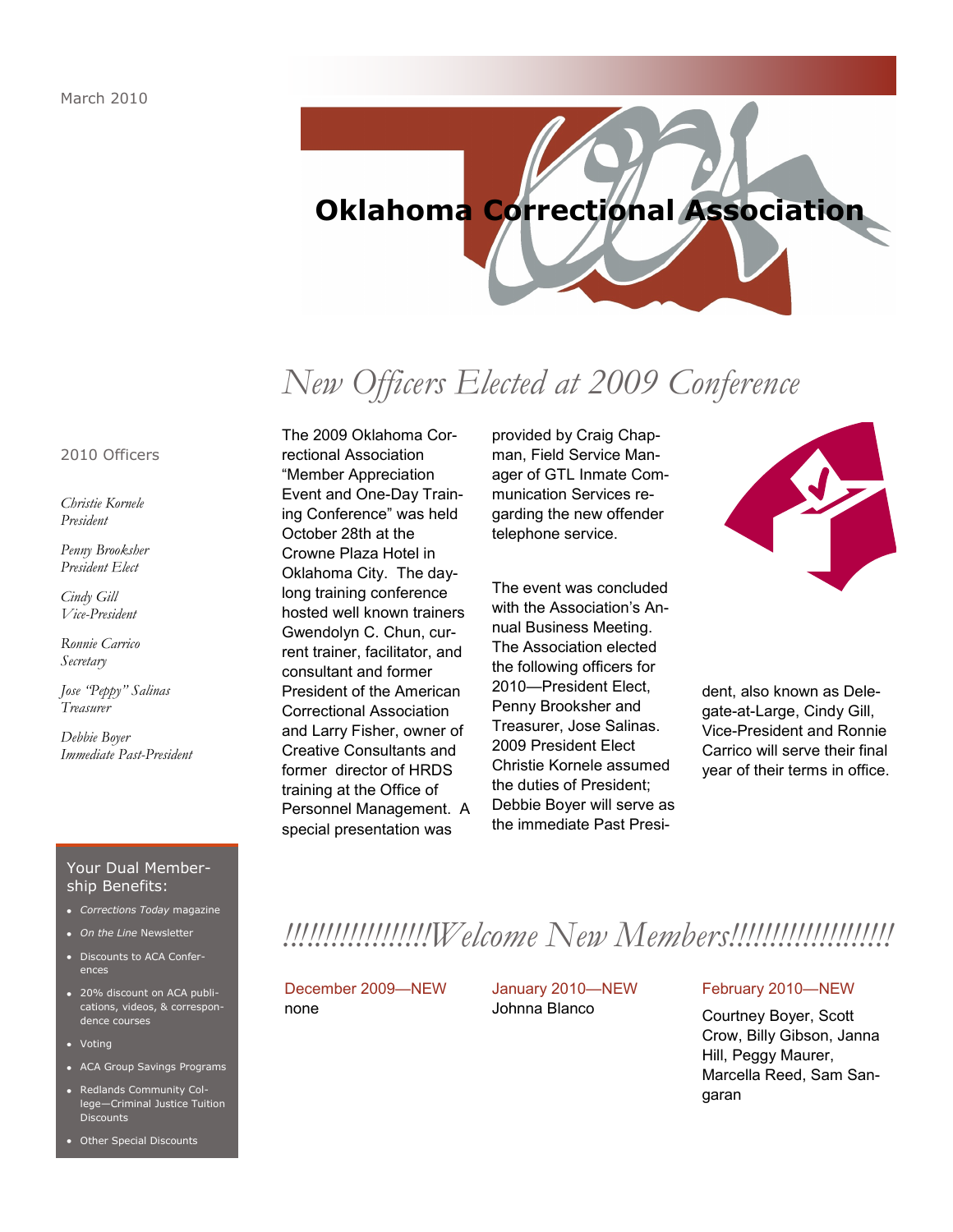March 2010

# Oklahoma Correctional Association

## *New Officers Elected at 2009 Conference*

The 2009 Oklahoma Correctional Association "Member Appreciation Event and One-Day Training Conference" was held October 28th at the Crowne Plaza Hotel in Oklahoma City. The day-long training conference hosted well known trainers Gwendolyn C. Chun, current trainer, facilitator, and consultant and former President of the American Correctional Association and Larry Fisher, owner of Creative Consultants and former director of HRDS training at the Office of Personnel Management. A special presentation was provided by Craig Chapman, Field Service Manager of GTL Inmate Communication Services regarding the new offender telephone service.

The event was concluded with the Association's Annual Business Meeting. The Association elected the following officers for 2010—President Elect, Penny Brooksher and Treasurer, Jose Salinas. 2009 President Elect Christie Kornele assumed the duties of President; Debbie Boyer will serve as the immediate Past President, also known as Delegate-at-Large, Cindy Gill, Vice-President and Ronnie Carrico will serve their final year of their terms in office.

### 2010 Officers

*Christie Kornele*
*President*

*Penny Brooksher*
*President Elect*

*Cindy Gill*
*Vice-President*

*Ronnie Carrico*
*Secretary*

*Jose "Peppy" Salinas*
*Treasurer*

*Debbie Boyer*
*Immediate Past-President*

### Your Dual Membership Benefits:

- *Corrections Today* magazine
- *On the Line* Newsletter
- Discounts to ACA Conferences
- 20% discount on ACA publications, videos, & correspondence courses
- Voting
- ACA Group Savings Programs
- Redlands Community College—Criminal Justice Tuition Discounts
- Other Special Discounts

## *!!!!!!!!!!!!!!!!!!Welcome New Members!!!!!!!!!!!!!!!!!!!*

**December 2009—NEW**
none

**January 2010—NEW**
Johnna Blanco

**February 2010—NEW**
Courtney Boyer, Scott Crow, Billy Gibson, Janna Hill, Peggy Maurer, Marcella Reed, Sam Sangaran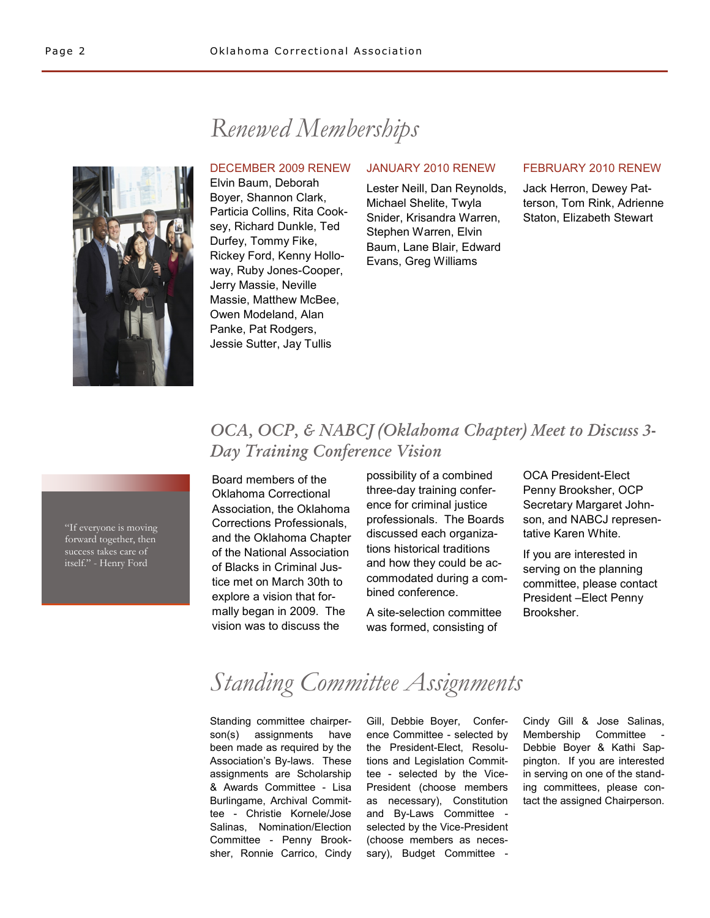# Renewed Memberships

**DECEMBER 2009 RENEW**

Elvin Baum, Deborah Boyer, Shannon Clark, Particia Collins, Rita Cooksey, Richard Dunkle, Ted Durfey, Tommy Fike, Rickey Ford, Kenny Holloway, Ruby Jones-Cooper, Jerry Massie, Neville Massie, Matthew McBee, Owen Modeland, Alan Panke, Pat Rodgers, Jessie Sutter, Jay Tullis

**JANUARY 2010 RENEW**

Lester Neill, Dan Reynolds, Michael Shelite, Twyla Snider, Krisandra Warren, Stephen Warren, Elvin Baum, Lane Blair, Edward Evans, Greg Williams

**FEBRUARY 2010 RENEW**

Jack Herron, Dewey Patterson, Tom Rink, Adrienne Staton, Elizabeth Stewart

## OCA, OCP, & NABCJ (Oklahoma Chapter) Meet to Discuss 3-Day Training Conference Vision

> "If everyone is moving forward together, then success takes care of itself." - Henry Ford

Board members of the Oklahoma Correctional Association, the Oklahoma Corrections Professionals, and the Oklahoma Chapter of the National Association of Blacks in Criminal Justice met on March 30th to explore a vision that formally began in 2009. The vision was to discuss the possibility of a combined three-day training conference for criminal justice professionals. The Boards discussed each organizations historical traditions and how they could be accommodated during a combined conference.

A site-selection committee was formed, consisting of OCA President-Elect Penny Brooksher, OCP Secretary Margaret Johnson, and NABCJ representative Karen White.

If you are interested in serving on the planning committee, please contact President –Elect Penny Brooksher.

# Standing Committee Assignments

Standing committee chairperson(s) assignments have been made as required by the Association's By-laws. These assignments are Scholarship & Awards Committee - Lisa Burlingame, Archival Committee - Christie Kornele/Jose Salinas, Nomination/Election Committee - Penny Brooksher, Ronnie Carrico, Cindy Gill, Debbie Boyer, Conference Committee - selected by the President-Elect, Resolutions and Legislation Committee - selected by the Vice-President (choose members as necessary), Constitution and By-Laws Committee - selected by the Vice-President (choose members as necessary), Budget Committee - Cindy Gill & Jose Salinas, Membership Committee - Debbie Boyer & Kathi Sappington. If you are interested in serving on one of the standing committees, please contact the assigned Chairperson.